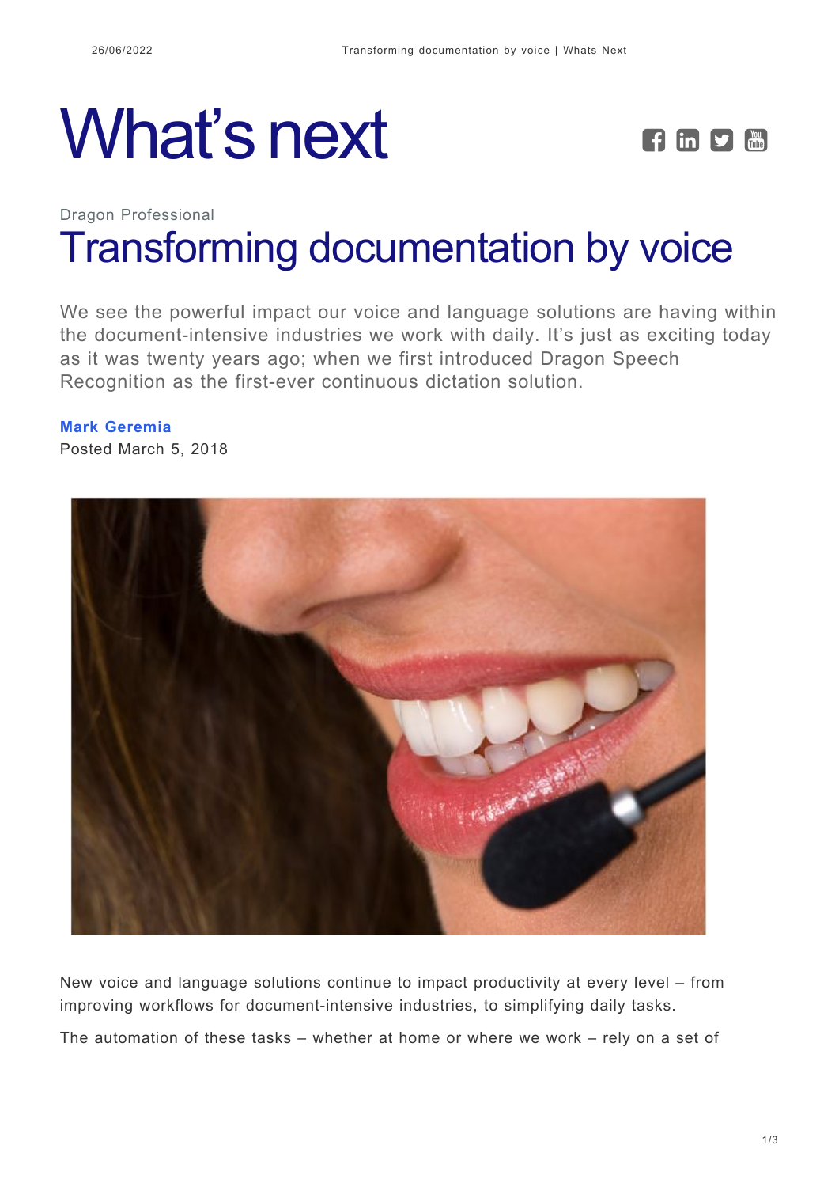# What's next

Dragon Professional

## Transforming documentation by voice

We see the powerful impact our voice and language solutions are having within the document-intensive industries we work with daily. It's just as exciting today as it was twenty years ago; when we first introduced Dragon Speech Recognition as the first-ever continuous dictation solution.

**Mark Geremia**
Posted March 5, 2018

New voice and language solutions continue to impact productivity at every level – from improving workflows for document-intensive industries, to simplifying daily tasks.

The automation of these tasks – whether at home or where we work – rely on a set of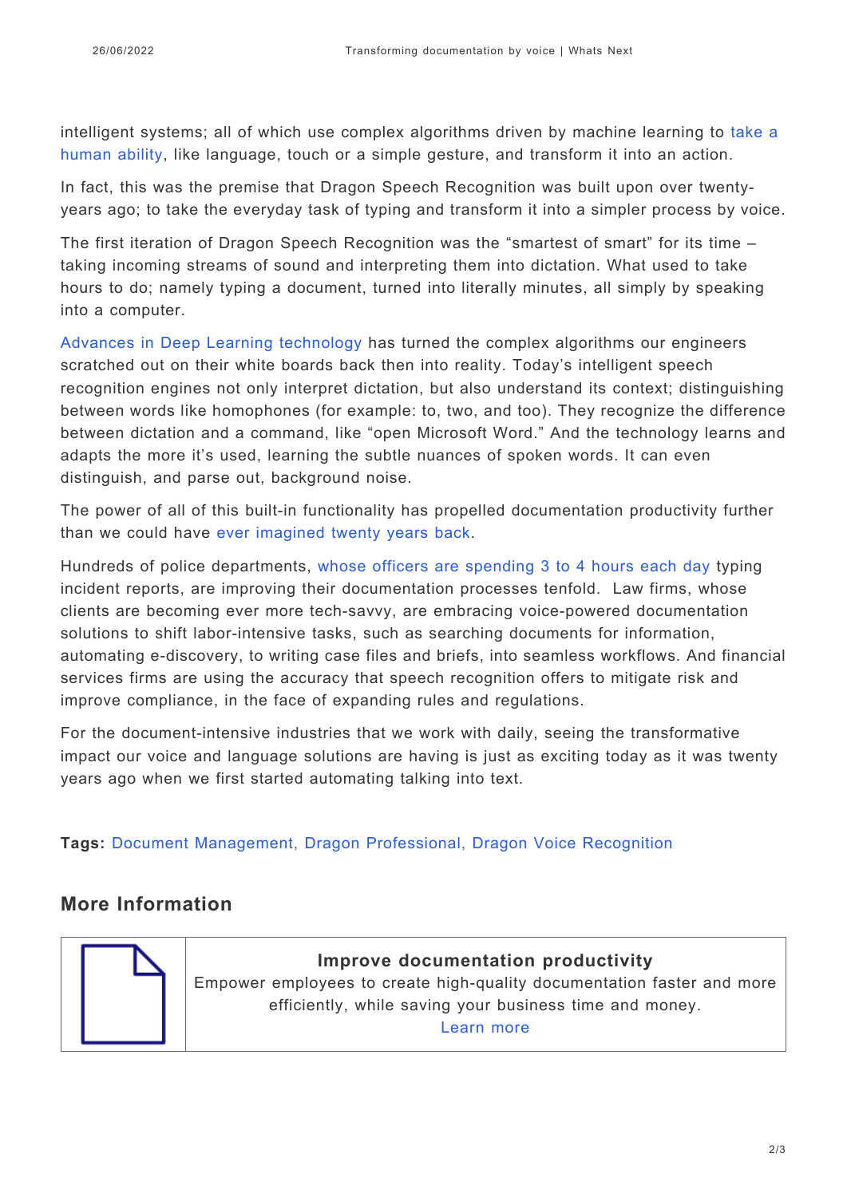intelligent systems; all of which use complex algorithms driven by machine learning to take a human ability, like language, touch or a simple gesture, and transform it into an action.

In fact, this was the premise that Dragon Speech Recognition was built upon over twenty-years ago; to take the everyday task of typing and transform it into a simpler process by voice.

The first iteration of Dragon Speech Recognition was the "smartest of smart" for its time – taking incoming streams of sound and interpreting them into dictation. What used to take hours to do; namely typing a document, turned into literally minutes, all simply by speaking into a computer.

Advances in Deep Learning technology has turned the complex algorithms our engineers scratched out on their white boards back then into reality. Today's intelligent speech recognition engines not only interpret dictation, but also understand its context; distinguishing between words like homophones (for example: to, two, and too). They recognize the difference between dictation and a command, like "open Microsoft Word." And the technology learns and adapts the more it's used, learning the subtle nuances of spoken words. It can even distinguish, and parse out, background noise.

The power of all of this built-in functionality has propelled documentation productivity further than we could have ever imagined twenty years back.

Hundreds of police departments, whose officers are spending 3 to 4 hours each day typing incident reports, are improving their documentation processes tenfold. Law firms, whose clients are becoming ever more tech-savvy, are embracing voice-powered documentation solutions to shift labor-intensive tasks, such as searching documents for information, automating e-discovery, to writing case files and briefs, into seamless workflows. And financial services firms are using the accuracy that speech recognition offers to mitigate risk and improve compliance, in the face of expanding rules and regulations.

For the document-intensive industries that we work with daily, seeing the transformative impact our voice and language solutions are having is just as exciting today as it was twenty years ago when we first started automating talking into text.

**Tags:** Document Management, Dragon Professional, Dragon Voice Recognition

## More Information

**Improve documentation productivity**

Empower employees to create high-quality documentation faster and more efficiently, while saving your business time and money.

Learn more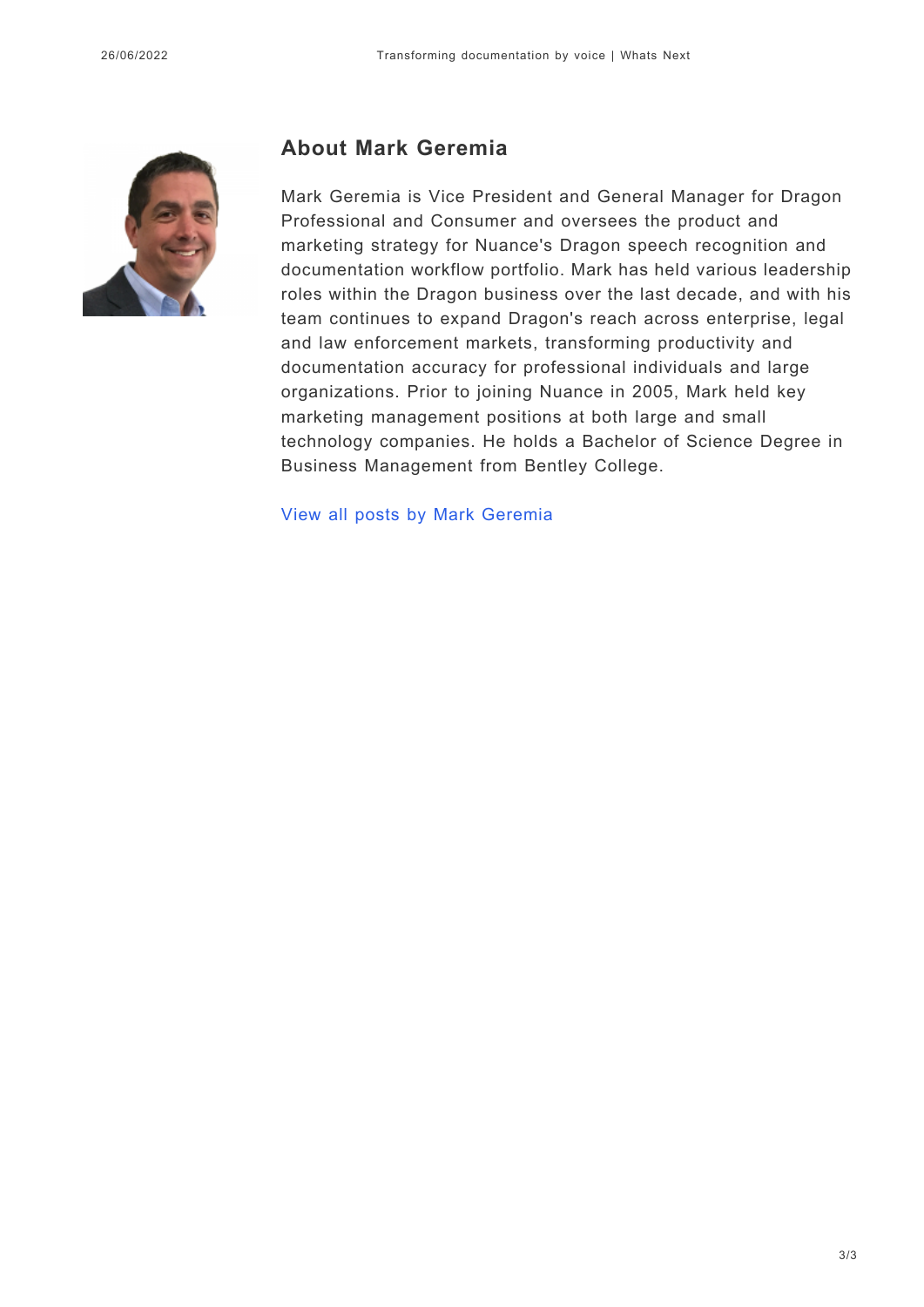## About Mark Geremia

Mark Geremia is Vice President and General Manager for Dragon Professional and Consumer and oversees the product and marketing strategy for Nuance's Dragon speech recognition and documentation workflow portfolio. Mark has held various leadership roles within the Dragon business over the last decade, and with his team continues to expand Dragon's reach across enterprise, legal and law enforcement markets, transforming productivity and documentation accuracy for professional individuals and large organizations. Prior to joining Nuance in 2005, Mark held key marketing management positions at both large and small technology companies. He holds a Bachelor of Science Degree in Business Management from Bentley College.

View all posts by Mark Geremia